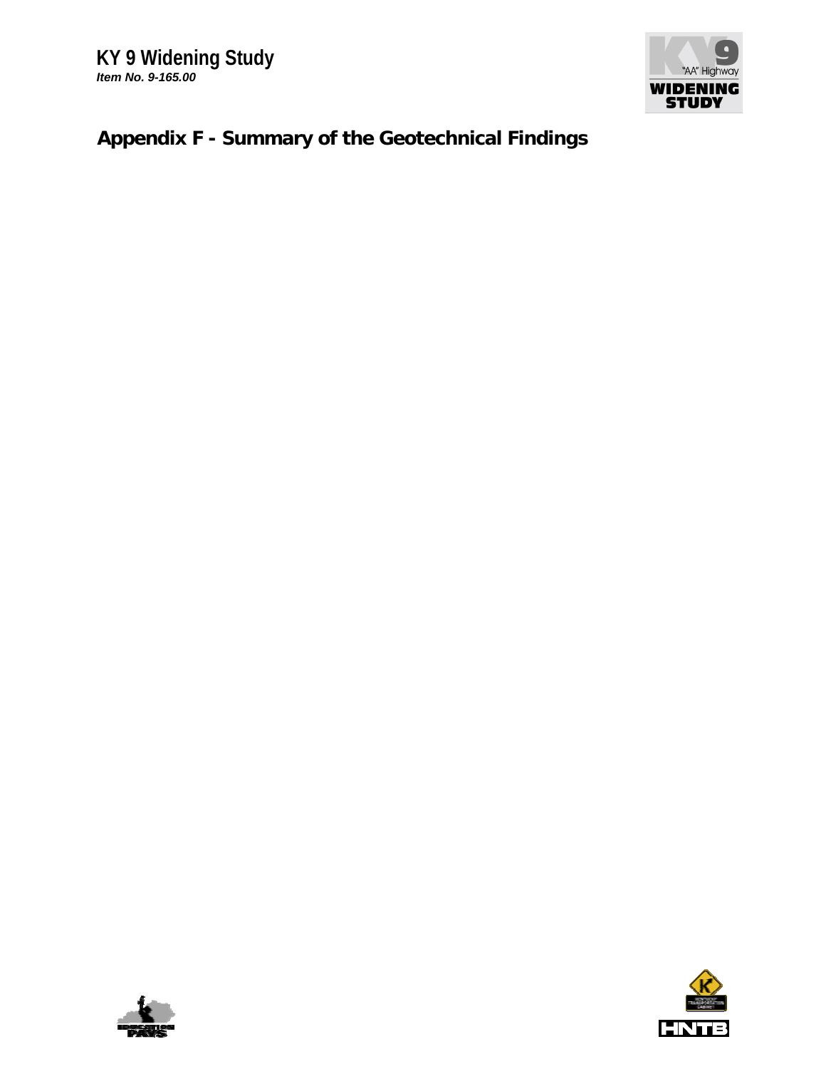KY 9 Widening Study
*Item No. 9-165.00*

# Appendix F - Summary of the Geotechnical Findings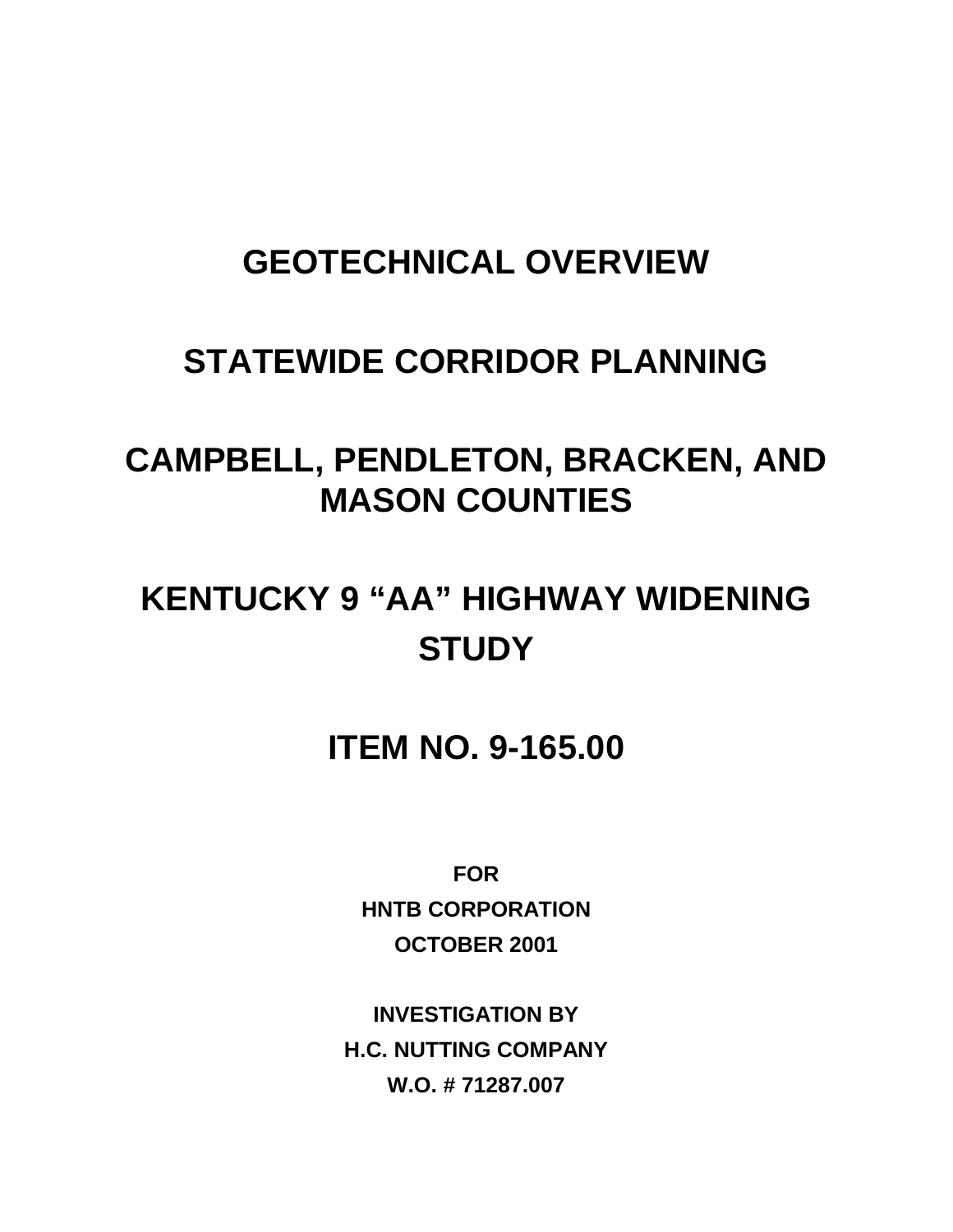# GEOTECHNICAL OVERVIEW

# STATEWIDE CORRIDOR PLANNING

# CAMPBELL, PENDLETON, BRACKEN, AND MASON COUNTIES

# KENTUCKY 9 “AA” HIGHWAY WIDENING STUDY

# ITEM NO. 9-165.00

**FOR**

**HNTB CORPORATION**

**OCTOBER 2001**

**INVESTIGATION BY**

**H.C. NUTTING COMPANY**

**W.O. # 71287.007**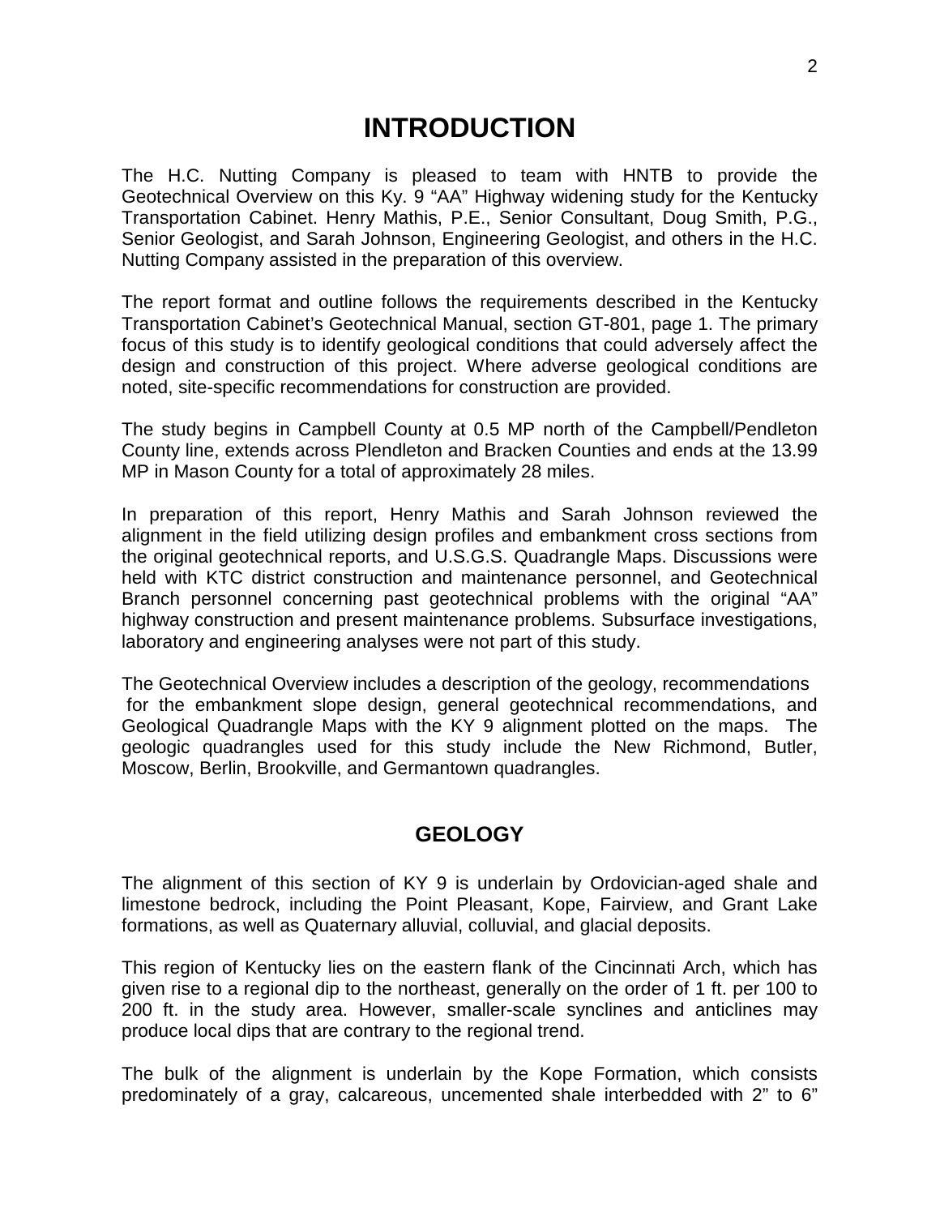# INTRODUCTION

The H.C. Nutting Company is pleased to team with HNTB to provide the Geotechnical Overview on this Ky. 9 "AA" Highway widening study for the Kentucky Transportation Cabinet. Henry Mathis, P.E., Senior Consultant, Doug Smith, P.G., Senior Geologist, and Sarah Johnson, Engineering Geologist, and others in the H.C. Nutting Company assisted in the preparation of this overview.

The report format and outline follows the requirements described in the Kentucky Transportation Cabinet's Geotechnical Manual, section GT-801, page 1. The primary focus of this study is to identify geological conditions that could adversely affect the design and construction of this project. Where adverse geological conditions are noted, site-specific recommendations for construction are provided.

The study begins in Campbell County at 0.5 MP north of the Campbell/Pendleton County line, extends across Plendleton and Bracken Counties and ends at the 13.99 MP in Mason County for a total of approximately 28 miles.

In preparation of this report, Henry Mathis and Sarah Johnson reviewed the alignment in the field utilizing design profiles and embankment cross sections from the original geotechnical reports, and U.S.G.S. Quadrangle Maps. Discussions were held with KTC district construction and maintenance personnel, and Geotechnical Branch personnel concerning past geotechnical problems with the original "AA" highway construction and present maintenance problems. Subsurface investigations, laboratory and engineering analyses were not part of this study.

The Geotechnical Overview includes a description of the geology, recommendations for the embankment slope design, general geotechnical recommendations, and Geological Quadrangle Maps with the KY 9 alignment plotted on the maps. The geologic quadrangles used for this study include the New Richmond, Butler, Moscow, Berlin, Brookville, and Germantown quadrangles.

## GEOLOGY

The alignment of this section of KY 9 is underlain by Ordovician-aged shale and limestone bedrock, including the Point Pleasant, Kope, Fairview, and Grant Lake formations, as well as Quaternary alluvial, colluvial, and glacial deposits.

This region of Kentucky lies on the eastern flank of the Cincinnati Arch, which has given rise to a regional dip to the northeast, generally on the order of 1 ft. per 100 to 200 ft. in the study area. However, smaller-scale synclines and anticlines may produce local dips that are contrary to the regional trend.

The bulk of the alignment is underlain by the Kope Formation, which consists predominately of a gray, calcareous, uncemented shale interbedded with 2" to 6"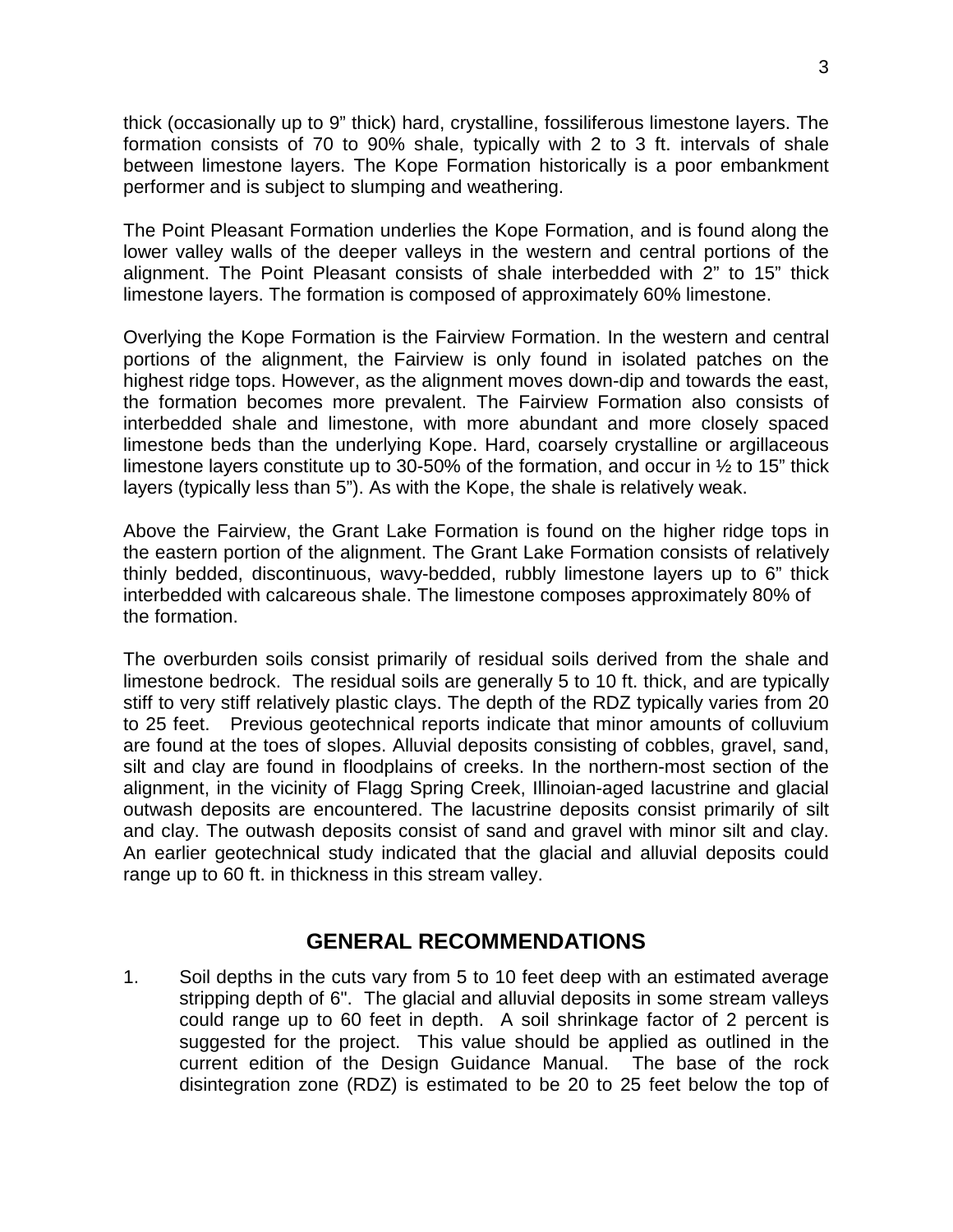thick (occasionally up to 9” thick) hard, crystalline, fossiliferous limestone layers. The formation consists of 70 to 90% shale, typically with 2 to 3 ft. intervals of shale between limestone layers. The Kope Formation historically is a poor embankment performer and is subject to slumping and weathering.

The Point Pleasant Formation underlies the Kope Formation, and is found along the lower valley walls of the deeper valleys in the western and central portions of the alignment. The Point Pleasant consists of shale interbedded with 2” to 15” thick limestone layers. The formation is composed of approximately 60% limestone.

Overlying the Kope Formation is the Fairview Formation. In the western and central portions of the alignment, the Fairview is only found in isolated patches on the highest ridge tops. However, as the alignment moves down-dip and towards the east, the formation becomes more prevalent. The Fairview Formation also consists of interbedded shale and limestone, with more abundant and more closely spaced limestone beds than the underlying Kope. Hard, coarsely crystalline or argillaceous limestone layers constitute up to 30-50% of the formation, and occur in ½ to 15” thick layers (typically less than 5”). As with the Kope, the shale is relatively weak.

Above the Fairview, the Grant Lake Formation is found on the higher ridge tops in the eastern portion of the alignment. The Grant Lake Formation consists of relatively thinly bedded, discontinuous, wavy-bedded, rubbly limestone layers up to 6” thick interbedded with calcareous shale. The limestone composes approximately 80% of the formation.

The overburden soils consist primarily of residual soils derived from the shale and limestone bedrock. The residual soils are generally 5 to 10 ft. thick, and are typically stiff to very stiff relatively plastic clays. The depth of the RDZ typically varies from 20 to 25 feet. Previous geotechnical reports indicate that minor amounts of colluvium are found at the toes of slopes. Alluvial deposits consisting of cobbles, gravel, sand, silt and clay are found in floodplains of creeks. In the northern-most section of the alignment, in the vicinity of Flagg Spring Creek, Illinoian-aged lacustrine and glacial outwash deposits are encountered. The lacustrine deposits consist primarily of silt and clay. The outwash deposits consist of sand and gravel with minor silt and clay. An earlier geotechnical study indicated that the glacial and alluvial deposits could range up to 60 ft. in thickness in this stream valley.

## GENERAL RECOMMENDATIONS

1. Soil depths in the cuts vary from 5 to 10 feet deep with an estimated average stripping depth of 6". The glacial and alluvial deposits in some stream valleys could range up to 60 feet in depth. A soil shrinkage factor of 2 percent is suggested for the project. This value should be applied as outlined in the current edition of the Design Guidance Manual. The base of the rock disintegration zone (RDZ) is estimated to be 20 to 25 feet below the top of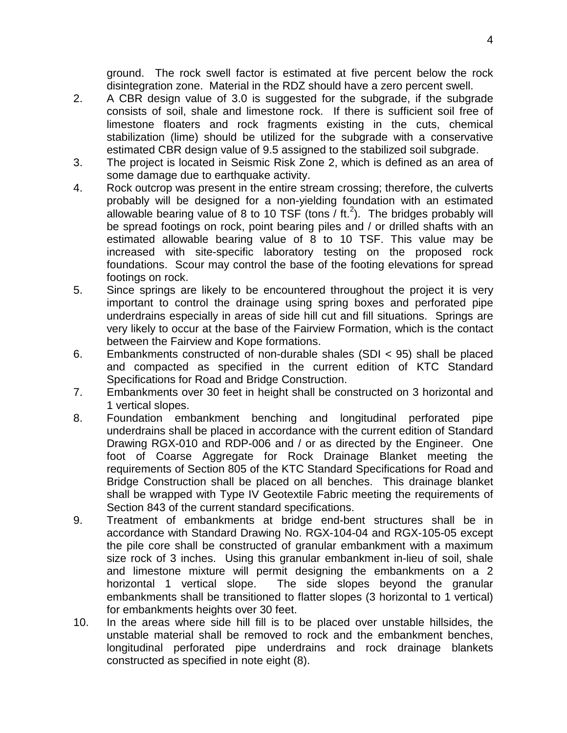ground. The rock swell factor is estimated at five percent below the rock disintegration zone. Material in the RDZ should have a zero percent swell.

2. A CBR design value of 3.0 is suggested for the subgrade, if the subgrade consists of soil, shale and limestone rock. If there is sufficient soil free of limestone floaters and rock fragments existing in the cuts, chemical stabilization (lime) should be utilized for the subgrade with a conservative estimated CBR design value of 9.5 assigned to the stabilized soil subgrade.
3. The project is located in Seismic Risk Zone 2, which is defined as an area of some damage due to earthquake activity.
4. Rock outcrop was present in the entire stream crossing; therefore, the culverts probably will be designed for a non-yielding foundation with an estimated allowable bearing value of 8 to 10 TSF (tons / ft.$^2$). The bridges probably will be spread footings on rock, point bearing piles and / or drilled shafts with an estimated allowable bearing value of 8 to 10 TSF. This value may be increased with site-specific laboratory testing on the proposed rock foundations. Scour may control the base of the footing elevations for spread footings on rock.
5. Since springs are likely to be encountered throughout the project it is very important to control the drainage using spring boxes and perforated pipe underdrains especially in areas of side hill cut and fill situations. Springs are very likely to occur at the base of the Fairview Formation, which is the contact between the Fairview and Kope formations.
6. Embankments constructed of non-durable shales (SDI < 95) shall be placed and compacted as specified in the current edition of KTC Standard Specifications for Road and Bridge Construction.
7. Embankments over 30 feet in height shall be constructed on 3 horizontal and 1 vertical slopes.
8. Foundation embankment benching and longitudinal perforated pipe underdrains shall be placed in accordance with the current edition of Standard Drawing RGX-010 and RDP-006 and / or as directed by the Engineer. One foot of Coarse Aggregate for Rock Drainage Blanket meeting the requirements of Section 805 of the KTC Standard Specifications for Road and Bridge Construction shall be placed on all benches. This drainage blanket shall be wrapped with Type IV Geotextile Fabric meeting the requirements of Section 843 of the current standard specifications.
9. Treatment of embankments at bridge end-bent structures shall be in accordance with Standard Drawing No. RGX-104-04 and RGX-105-05 except the pile core shall be constructed of granular embankment with a maximum size rock of 3 inches. Using this granular embankment in-lieu of soil, shale and limestone mixture will permit designing the embankments on a 2 horizontal 1 vertical slope. The side slopes beyond the granular embankments shall be transitioned to flatter slopes (3 horizontal to 1 vertical) for embankments heights over 30 feet.
10. In the areas where side hill fill is to be placed over unstable hillsides, the unstable material shall be removed to rock and the embankment benches, longitudinal perforated pipe underdrains and rock drainage blankets constructed as specified in note eight (8).